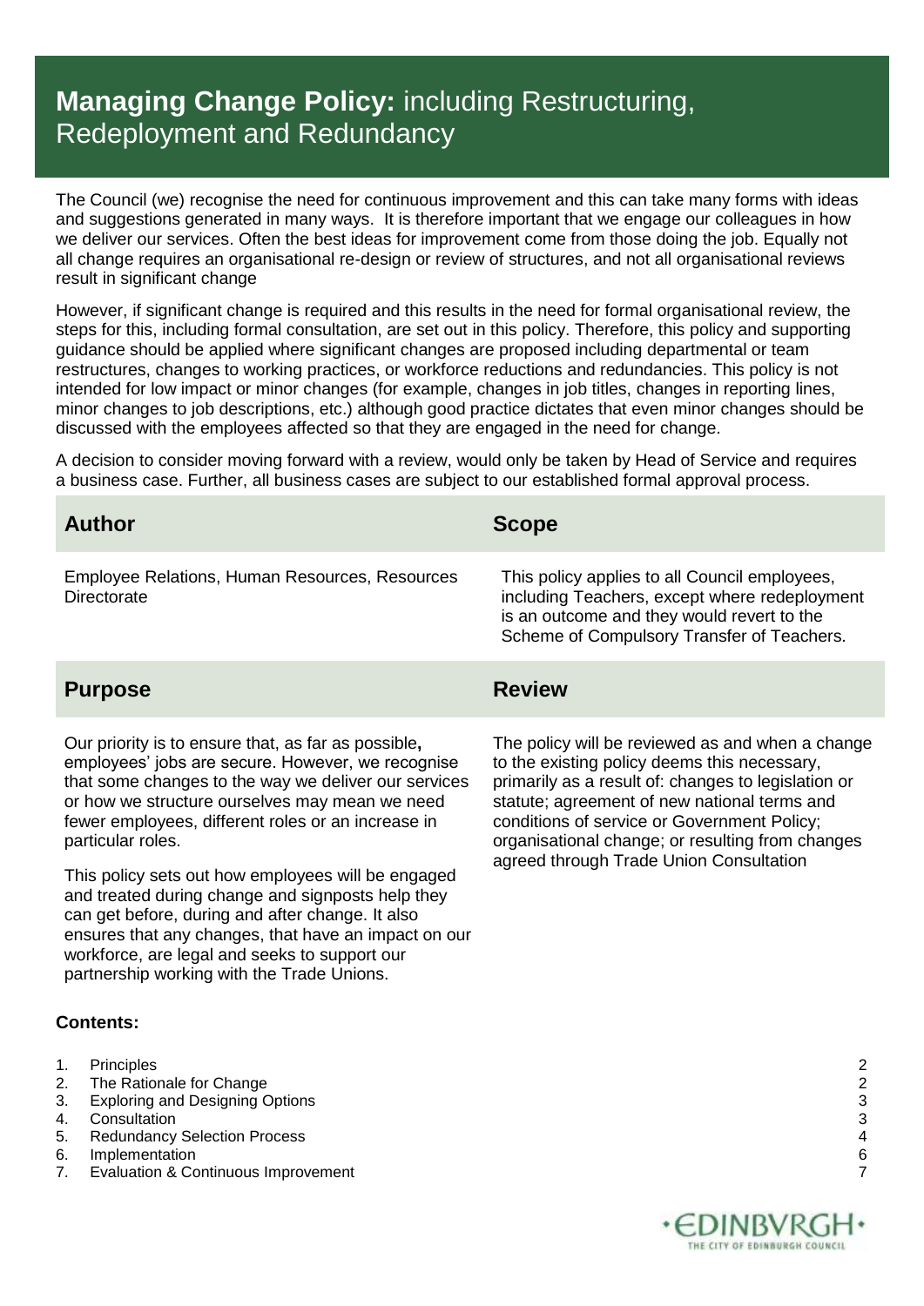# **Managing Change Policy:** including Restructuring, Redeployment and Redundancy

The Council (we) recognise the need for continuous improvement and this can take many forms with ideas and suggestions generated in many ways. It is therefore important that we engage our colleagues in how we deliver our services. Often the best ideas for improvement come from those doing the job. Equally not all change requires an organisational re-design or review of structures, and not all organisational reviews result in significant change

However, if significant change is required and this results in the need for formal organisational review, the steps for this, including formal consultation, are set out in this policy. Therefore, this policy and supporting guidance should be applied where significant changes are proposed including departmental or team restructures, changes to working practices, or workforce reductions and redundancies. This policy is not intended for low impact or minor changes (for example, changes in job titles, changes in reporting lines, minor changes to job descriptions, etc.) although good practice dictates that even minor changes should be discussed with the employees affected so that they are engaged in the need for change.

A decision to consider moving forward with a review, would only be taken by Head of Service and requires a business case. Further, all business cases are subject to our established formal approval process.

## Author

Employee Relations, Human Resources, Resources Directorate

## Scope

This policy applies to all Council employees, including Teachers, except where redeployment is an outcome and they would revert to the Scheme of Compulsory Transfer of Teachers.

## Purpose

Our priority is to ensure that, as far as possible**,** employees' jobs are secure. However, we recognise that some changes to the way we deliver our services or how we structure ourselves may mean we need fewer employees, different roles or an increase in particular roles.

This policy sets out how employees will be engaged and treated during change and signposts help they can get before, during and after change. It also ensures that any changes, that have an impact on our workforce, are legal and seeks to support our partnership working with the Trade Unions.

## Review

The policy will be reviewed as and when a change to the existing policy deems this necessary, primarily as a result of: changes to legislation or statute; agreement of new national terms and conditions of service or Government Policy; organisational change; or resulting from changes agreed through Trade Union Consultation

**Contents:**

| | | |
|---|---|---|
| 1. | Principles | 2 |
| 2. | The Rationale for Change | 2 |
| 3. | Exploring and Designing Options | 3 |
| 4. | Consultation | 3 |
| 5. | Redundancy Selection Process | 4 |
| 6. | Implementation | 6 |
| 7. | Evaluation & Continuous Improvement | 7 |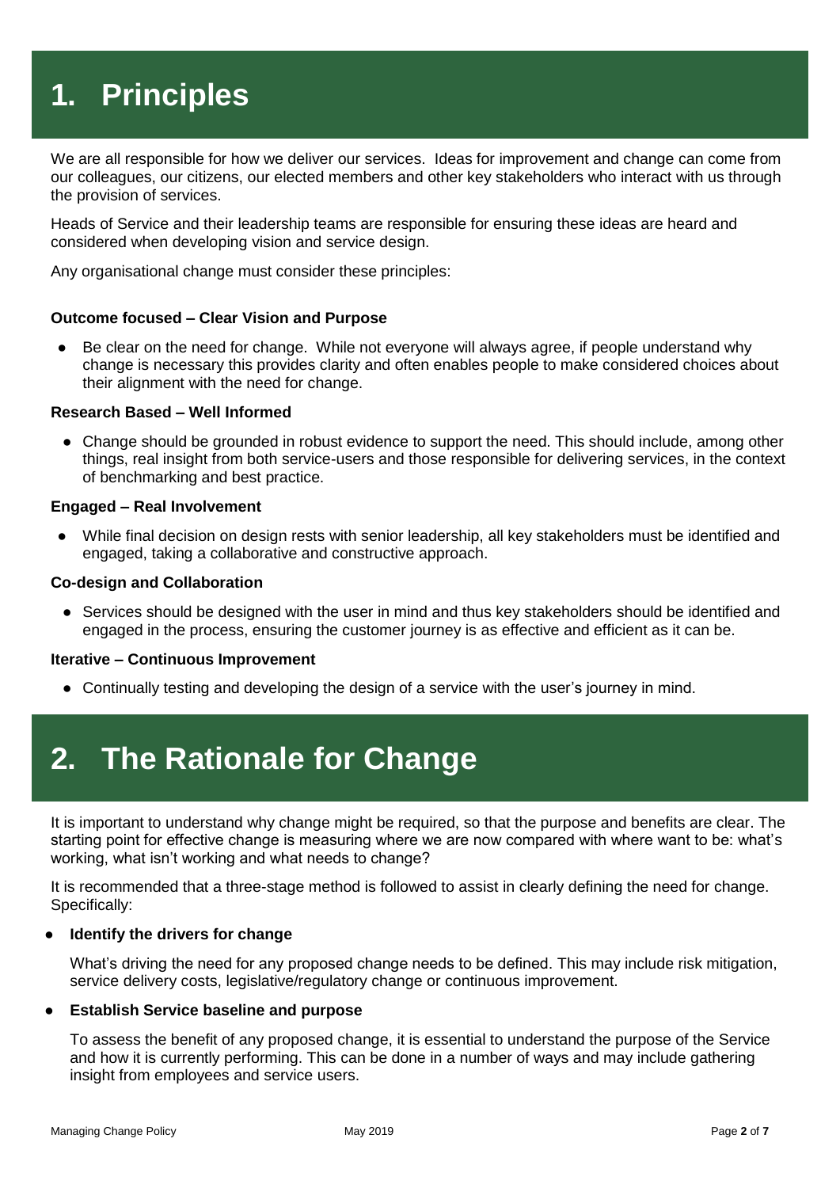# 1. Principles

We are all responsible for how we deliver our services. Ideas for improvement and change can come from our colleagues, our citizens, our elected members and other key stakeholders who interact with us through the provision of services.

Heads of Service and their leadership teams are responsible for ensuring these ideas are heard and considered when developing vision and service design.

Any organisational change must consider these principles:

**Outcome focused – Clear Vision and Purpose**

- Be clear on the need for change. While not everyone will always agree, if people understand why change is necessary this provides clarity and often enables people to make considered choices about their alignment with the need for change.

**Research Based – Well Informed**

- Change should be grounded in robust evidence to support the need. This should include, among other things, real insight from both service-users and those responsible for delivering services, in the context of benchmarking and best practice.

**Engaged – Real Involvement**

- While final decision on design rests with senior leadership, all key stakeholders must be identified and engaged, taking a collaborative and constructive approach.

**Co-design and Collaboration**

- Services should be designed with the user in mind and thus key stakeholders should be identified and engaged in the process, ensuring the customer journey is as effective and efficient as it can be.

**Iterative – Continuous Improvement**

- Continually testing and developing the design of a service with the user's journey in mind.

# 2. The Rationale for Change

It is important to understand why change might be required, so that the purpose and benefits are clear. The starting point for effective change is measuring where we are now compared with where want to be: what's working, what isn't working and what needs to change?

It is recommended that a three-stage method is followed to assist in clearly defining the need for change. Specifically:

- **Identify the drivers for change**

  What's driving the need for any proposed change needs to be defined. This may include risk mitigation, service delivery costs, legislative/regulatory change or continuous improvement.

- **Establish Service baseline and purpose**

  To assess the benefit of any proposed change, it is essential to understand the purpose of the Service and how it is currently performing. This can be done in a number of ways and may include gathering insight from employees and service users.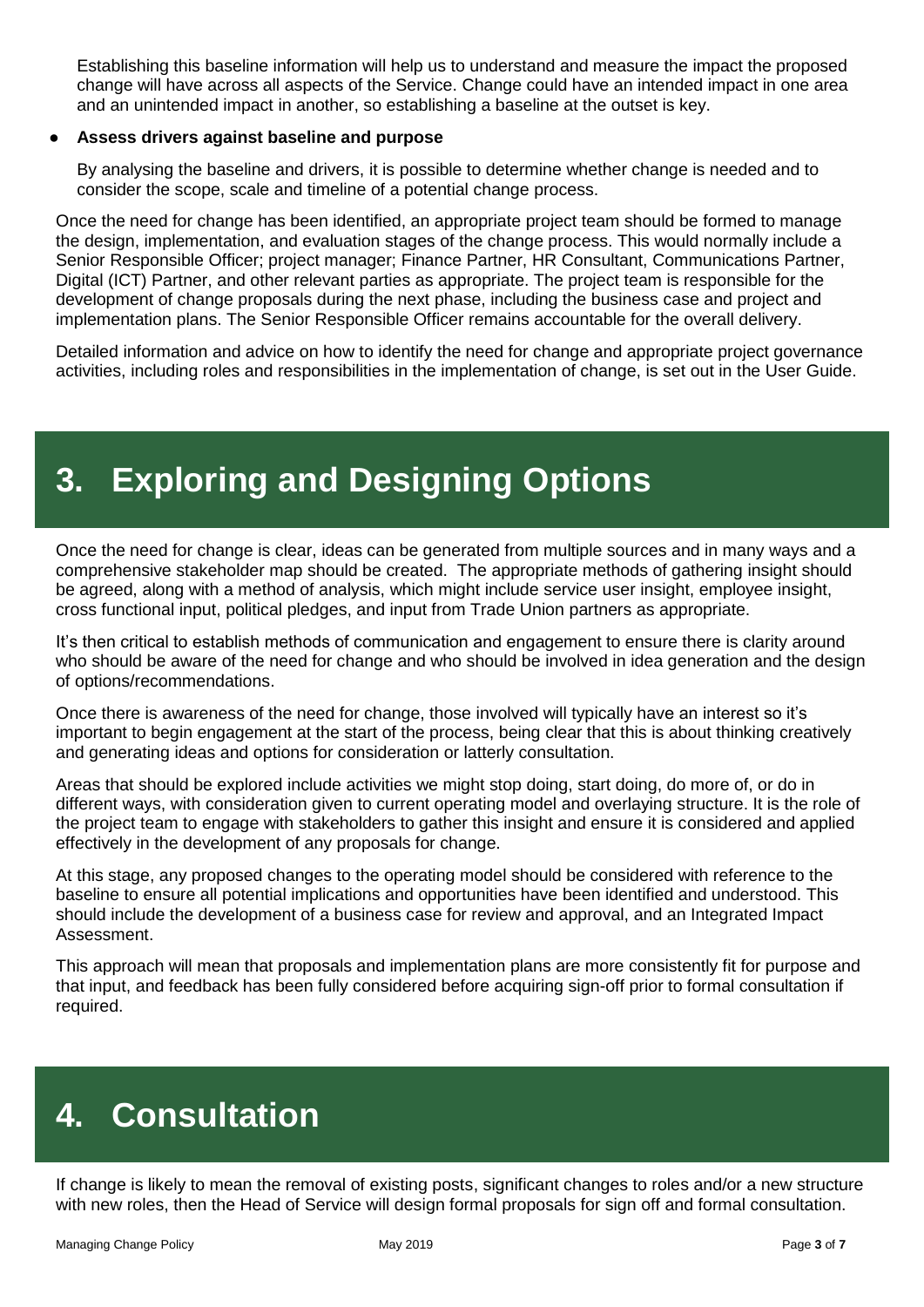Establishing this baseline information will help us to understand and measure the impact the proposed change will have across all aspects of the Service. Change could have an intended impact in one area and an unintended impact in another, so establishing a baseline at the outset is key.

- **Assess drivers against baseline and purpose**

  By analysing the baseline and drivers, it is possible to determine whether change is needed and to consider the scope, scale and timeline of a potential change process.

Once the need for change has been identified, an appropriate project team should be formed to manage the design, implementation, and evaluation stages of the change process. This would normally include a Senior Responsible Officer; project manager; Finance Partner, HR Consultant, Communications Partner, Digital (ICT) Partner, and other relevant parties as appropriate. The project team is responsible for the development of change proposals during the next phase, including the business case and project and implementation plans. The Senior Responsible Officer remains accountable for the overall delivery.

Detailed information and advice on how to identify the need for change and appropriate project governance activities, including roles and responsibilities in the implementation of change, is set out in the User Guide.

# 3. Exploring and Designing Options

Once the need for change is clear, ideas can be generated from multiple sources and in many ways and a comprehensive stakeholder map should be created. The appropriate methods of gathering insight should be agreed, along with a method of analysis, which might include service user insight, employee insight, cross functional input, political pledges, and input from Trade Union partners as appropriate.

It's then critical to establish methods of communication and engagement to ensure there is clarity around who should be aware of the need for change and who should be involved in idea generation and the design of options/recommendations.

Once there is awareness of the need for change, those involved will typically have an interest so it's important to begin engagement at the start of the process, being clear that this is about thinking creatively and generating ideas and options for consideration or latterly consultation.

Areas that should be explored include activities we might stop doing, start doing, do more of, or do in different ways, with consideration given to current operating model and overlaying structure. It is the role of the project team to engage with stakeholders to gather this insight and ensure it is considered and applied effectively in the development of any proposals for change.

At this stage, any proposed changes to the operating model should be considered with reference to the baseline to ensure all potential implications and opportunities have been identified and understood. This should include the development of a business case for review and approval, and an Integrated Impact Assessment.

This approach will mean that proposals and implementation plans are more consistently fit for purpose and that input, and feedback has been fully considered before acquiring sign-off prior to formal consultation if required.

# 4. Consultation

If change is likely to mean the removal of existing posts, significant changes to roles and/or a new structure with new roles, then the Head of Service will design formal proposals for sign off and formal consultation.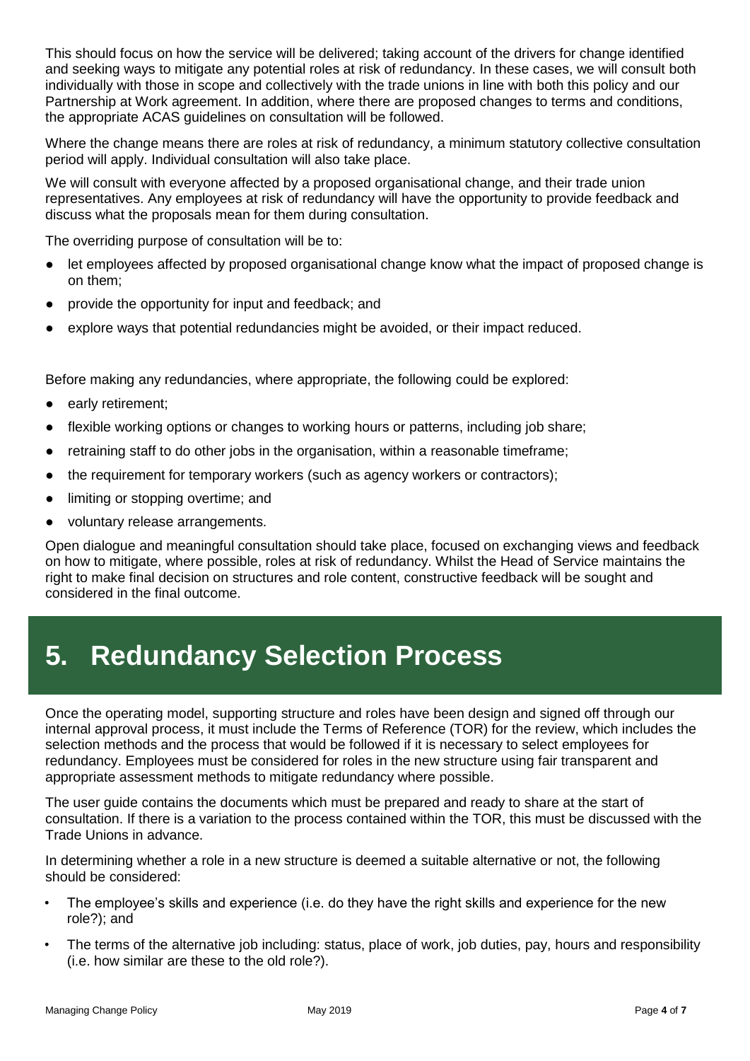This should focus on how the service will be delivered; taking account of the drivers for change identified and seeking ways to mitigate any potential roles at risk of redundancy. In these cases, we will consult both individually with those in scope and collectively with the trade unions in line with both this policy and our Partnership at Work agreement. In addition, where there are proposed changes to terms and conditions, the appropriate ACAS guidelines on consultation will be followed.

Where the change means there are roles at risk of redundancy, a minimum statutory collective consultation period will apply. Individual consultation will also take place.

We will consult with everyone affected by a proposed organisational change, and their trade union representatives. Any employees at risk of redundancy will have the opportunity to provide feedback and discuss what the proposals mean for them during consultation.

The overriding purpose of consultation will be to:

- let employees affected by proposed organisational change know what the impact of proposed change is on them;
- provide the opportunity for input and feedback; and
- explore ways that potential redundancies might be avoided, or their impact reduced.

Before making any redundancies, where appropriate, the following could be explored:

- early retirement;
- flexible working options or changes to working hours or patterns, including job share;
- retraining staff to do other jobs in the organisation, within a reasonable timeframe;
- the requirement for temporary workers (such as agency workers or contractors);
- limiting or stopping overtime; and
- voluntary release arrangements.

Open dialogue and meaningful consultation should take place, focused on exchanging views and feedback on how to mitigate, where possible, roles at risk of redundancy. Whilst the Head of Service maintains the right to make final decision on structures and role content, constructive feedback will be sought and considered in the final outcome.

# 5. Redundancy Selection Process

Once the operating model, supporting structure and roles have been design and signed off through our internal approval process, it must include the Terms of Reference (TOR) for the review, which includes the selection methods and the process that would be followed if it is necessary to select employees for redundancy. Employees must be considered for roles in the new structure using fair transparent and appropriate assessment methods to mitigate redundancy where possible.

The user guide contains the documents which must be prepared and ready to share at the start of consultation. If there is a variation to the process contained within the TOR, this must be discussed with the Trade Unions in advance.

In determining whether a role in a new structure is deemed a suitable alternative or not, the following should be considered:

- The employee's skills and experience (i.e. do they have the right skills and experience for the new role?); and
- The terms of the alternative job including: status, place of work, job duties, pay, hours and responsibility (i.e. how similar are these to the old role?).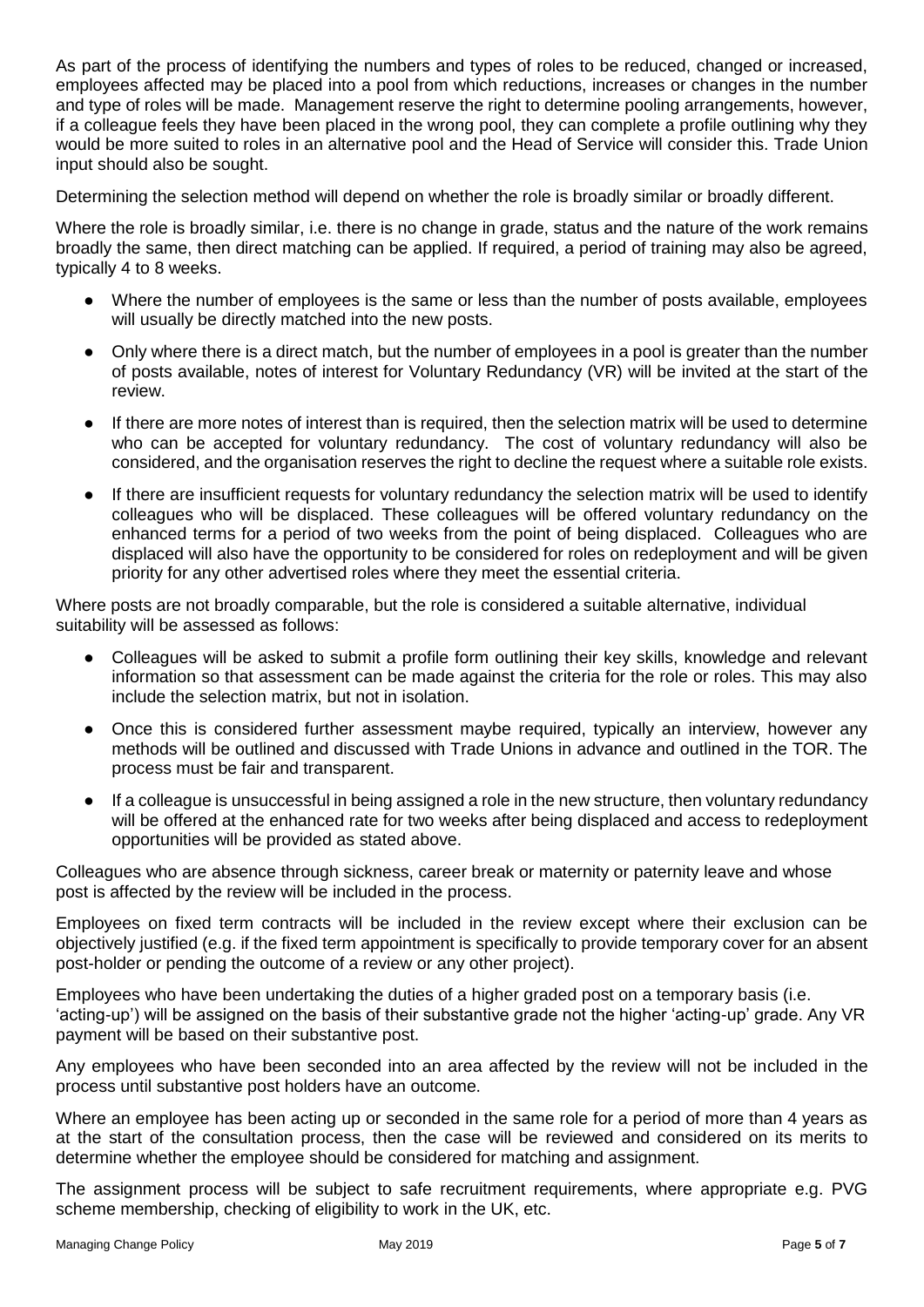As part of the process of identifying the numbers and types of roles to be reduced, changed or increased, employees affected may be placed into a pool from which reductions, increases or changes in the number and type of roles will be made. Management reserve the right to determine pooling arrangements, however, if a colleague feels they have been placed in the wrong pool, they can complete a profile outlining why they would be more suited to roles in an alternative pool and the Head of Service will consider this. Trade Union input should also be sought.

Determining the selection method will depend on whether the role is broadly similar or broadly different.

Where the role is broadly similar, i.e. there is no change in grade, status and the nature of the work remains broadly the same, then direct matching can be applied. If required, a period of training may also be agreed, typically 4 to 8 weeks.

- Where the number of employees is the same or less than the number of posts available, employees will usually be directly matched into the new posts.
- Only where there is a direct match, but the number of employees in a pool is greater than the number of posts available, notes of interest for Voluntary Redundancy (VR) will be invited at the start of the review.
- If there are more notes of interest than is required, then the selection matrix will be used to determine who can be accepted for voluntary redundancy. The cost of voluntary redundancy will also be considered, and the organisation reserves the right to decline the request where a suitable role exists.
- If there are insufficient requests for voluntary redundancy the selection matrix will be used to identify colleagues who will be displaced. These colleagues will be offered voluntary redundancy on the enhanced terms for a period of two weeks from the point of being displaced. Colleagues who are displaced will also have the opportunity to be considered for roles on redeployment and will be given priority for any other advertised roles where they meet the essential criteria.

Where posts are not broadly comparable, but the role is considered a suitable alternative, individual suitability will be assessed as follows:

- Colleagues will be asked to submit a profile form outlining their key skills, knowledge and relevant information so that assessment can be made against the criteria for the role or roles. This may also include the selection matrix, but not in isolation.
- Once this is considered further assessment maybe required, typically an interview, however any methods will be outlined and discussed with Trade Unions in advance and outlined in the TOR. The process must be fair and transparent.
- If a colleague is unsuccessful in being assigned a role in the new structure, then voluntary redundancy will be offered at the enhanced rate for two weeks after being displaced and access to redeployment opportunities will be provided as stated above.

Colleagues who are absence through sickness, career break or maternity or paternity leave and whose post is affected by the review will be included in the process.

Employees on fixed term contracts will be included in the review except where their exclusion can be objectively justified (e.g. if the fixed term appointment is specifically to provide temporary cover for an absent post-holder or pending the outcome of a review or any other project).

Employees who have been undertaking the duties of a higher graded post on a temporary basis (i.e. 'acting-up') will be assigned on the basis of their substantive grade not the higher 'acting-up' grade. Any VR payment will be based on their substantive post.

Any employees who have been seconded into an area affected by the review will not be included in the process until substantive post holders have an outcome.

Where an employee has been acting up or seconded in the same role for a period of more than 4 years as at the start of the consultation process, then the case will be reviewed and considered on its merits to determine whether the employee should be considered for matching and assignment.

The assignment process will be subject to safe recruitment requirements, where appropriate e.g. PVG scheme membership, checking of eligibility to work in the UK, etc.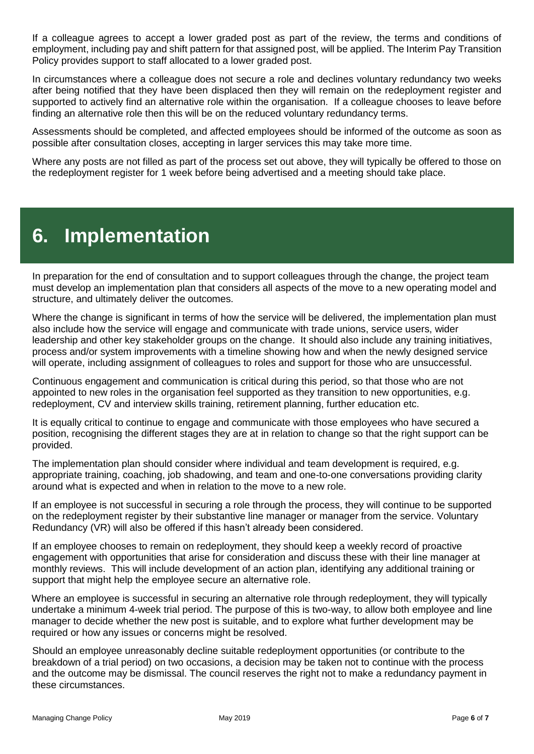If a colleague agrees to accept a lower graded post as part of the review, the terms and conditions of employment, including pay and shift pattern for that assigned post, will be applied. The Interim Pay Transition Policy provides support to staff allocated to a lower graded post.

In circumstances where a colleague does not secure a role and declines voluntary redundancy two weeks after being notified that they have been displaced then they will remain on the redeployment register and supported to actively find an alternative role within the organisation. If a colleague chooses to leave before finding an alternative role then this will be on the reduced voluntary redundancy terms.

Assessments should be completed, and affected employees should be informed of the outcome as soon as possible after consultation closes, accepting in larger services this may take more time.

Where any posts are not filled as part of the process set out above, they will typically be offered to those on the redeployment register for 1 week before being advertised and a meeting should take place.

# 6. Implementation

In preparation for the end of consultation and to support colleagues through the change, the project team must develop an implementation plan that considers all aspects of the move to a new operating model and structure, and ultimately deliver the outcomes.

Where the change is significant in terms of how the service will be delivered, the implementation plan must also include how the service will engage and communicate with trade unions, service users, wider leadership and other key stakeholder groups on the change. It should also include any training initiatives, process and/or system improvements with a timeline showing how and when the newly designed service will operate, including assignment of colleagues to roles and support for those who are unsuccessful.

Continuous engagement and communication is critical during this period, so that those who are not appointed to new roles in the organisation feel supported as they transition to new opportunities, e.g. redeployment, CV and interview skills training, retirement planning, further education etc.

It is equally critical to continue to engage and communicate with those employees who have secured a position, recognising the different stages they are at in relation to change so that the right support can be provided.

The implementation plan should consider where individual and team development is required, e.g. appropriate training, coaching, job shadowing, and team and one-to-one conversations providing clarity around what is expected and when in relation to the move to a new role.

If an employee is not successful in securing a role through the process, they will continue to be supported on the redeployment register by their substantive line manager or manager from the service. Voluntary Redundancy (VR) will also be offered if this hasn't already been considered.

If an employee chooses to remain on redeployment, they should keep a weekly record of proactive engagement with opportunities that arise for consideration and discuss these with their line manager at monthly reviews. This will include development of an action plan, identifying any additional training or support that might help the employee secure an alternative role.

Where an employee is successful in securing an alternative role through redeployment, they will typically undertake a minimum 4-week trial period. The purpose of this is two-way, to allow both employee and line manager to decide whether the new post is suitable, and to explore what further development may be required or how any issues or concerns might be resolved.

Should an employee unreasonably decline suitable redeployment opportunities (or contribute to the breakdown of a trial period) on two occasions, a decision may be taken not to continue with the process and the outcome may be dismissal. The council reserves the right not to make a redundancy payment in these circumstances.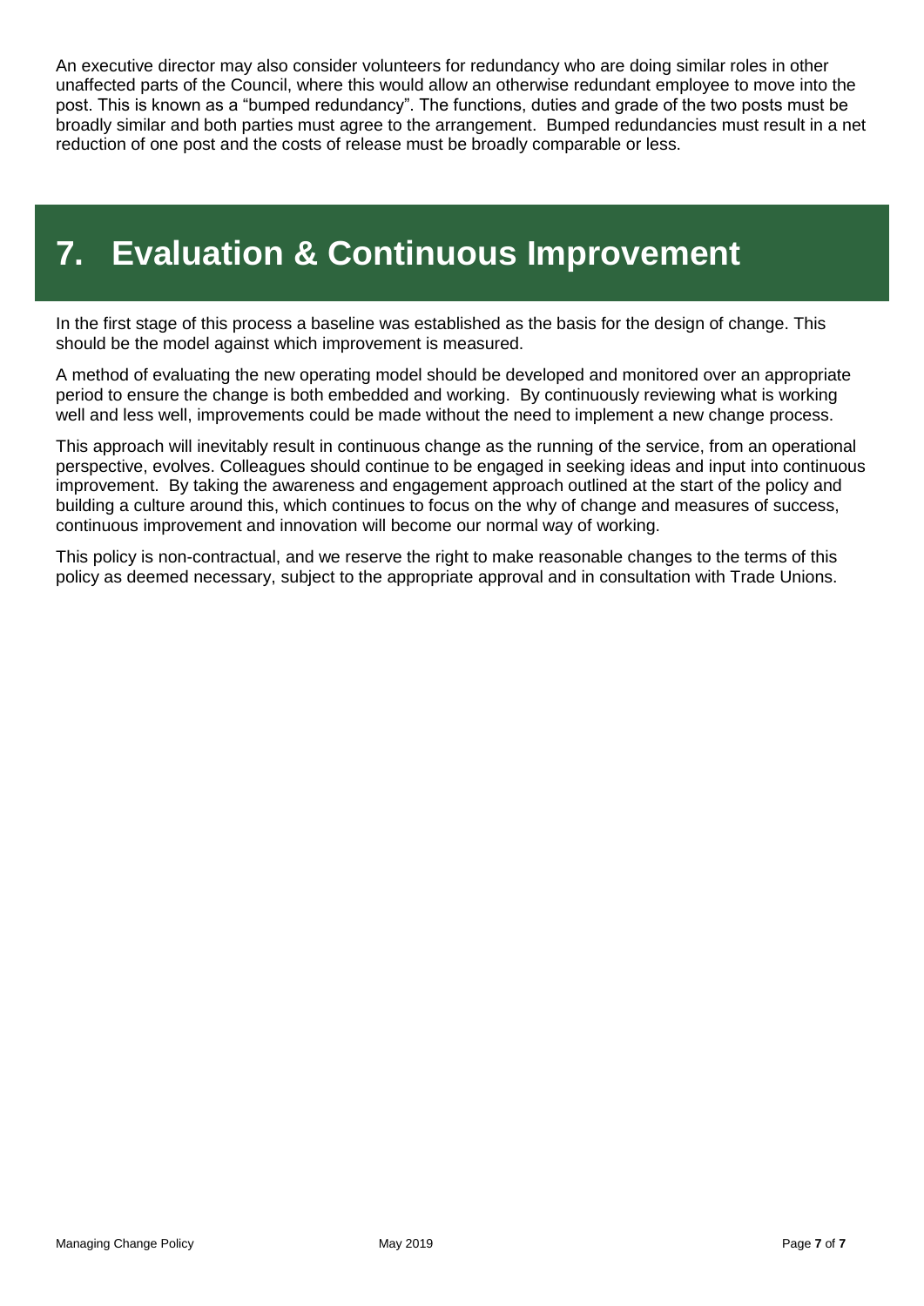An executive director may also consider volunteers for redundancy who are doing similar roles in other unaffected parts of the Council, where this would allow an otherwise redundant employee to move into the post. This is known as a "bumped redundancy". The functions, duties and grade of the two posts must be broadly similar and both parties must agree to the arrangement. Bumped redundancies must result in a net reduction of one post and the costs of release must be broadly comparable or less.

# 7. Evaluation & Continuous Improvement

In the first stage of this process a baseline was established as the basis for the design of change. This should be the model against which improvement is measured.

A method of evaluating the new operating model should be developed and monitored over an appropriate period to ensure the change is both embedded and working. By continuously reviewing what is working well and less well, improvements could be made without the need to implement a new change process.

This approach will inevitably result in continuous change as the running of the service, from an operational perspective, evolves. Colleagues should continue to be engaged in seeking ideas and input into continuous improvement. By taking the awareness and engagement approach outlined at the start of the policy and building a culture around this, which continues to focus on the why of change and measures of success, continuous improvement and innovation will become our normal way of working.

This policy is non-contractual, and we reserve the right to make reasonable changes to the terms of this policy as deemed necessary, subject to the appropriate approval and in consultation with Trade Unions.